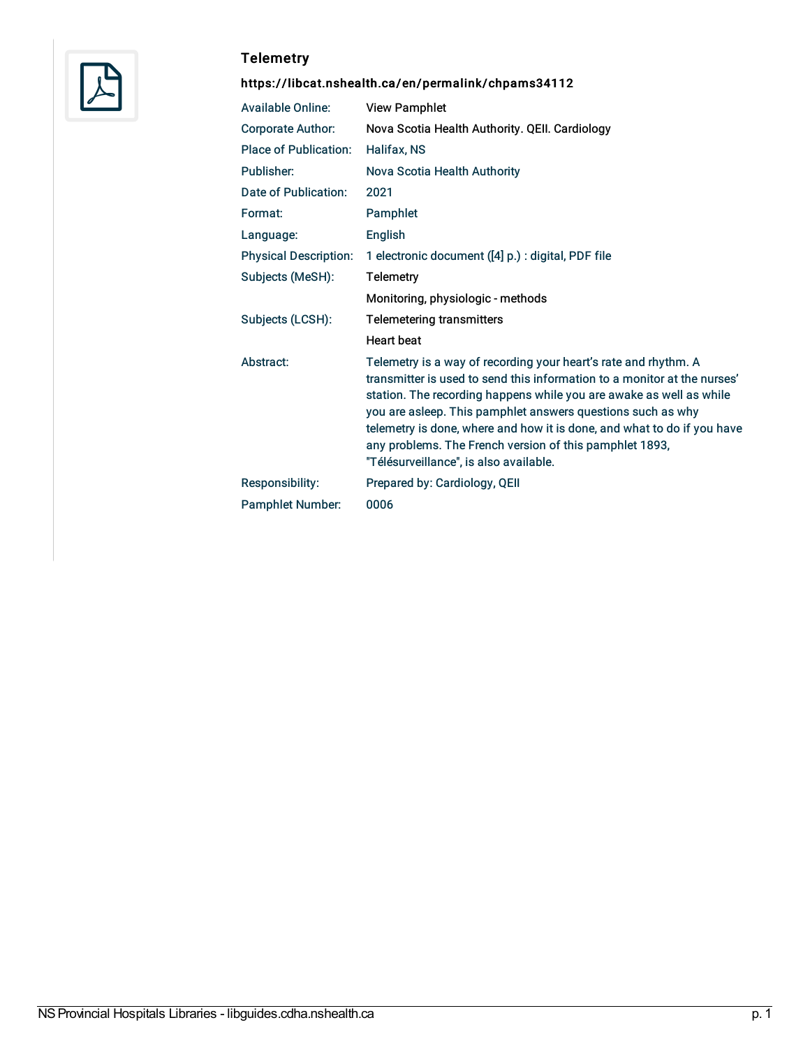## Telemetry

**https://libcat.nshealth.ca/en/permalink/chpams34112**

| | |
|---|---|
| Available Online: | View Pamphlet |
| Corporate Author: | Nova Scotia Health Authority. QEII. Cardiology |
| Place of Publication: | Halifax, NS |
| Publisher: | Nova Scotia Health Authority |
| Date of Publication: | 2021 |
| Format: | Pamphlet |
| Language: | English |
| Physical Description: | 1 electronic document ([4] p.) : digital, PDF file |
| Subjects (MeSH): | Telemetry |
| | Monitoring, physiologic - methods |
| Subjects (LCSH): | Telemetering transmitters |
| | Heart beat |
| Abstract: | Telemetry is a way of recording your heart's rate and rhythm. A transmitter is used to send this information to a monitor at the nurses' station. The recording happens while you are awake as well as while you are asleep. This pamphlet answers questions such as why telemetry is done, where and how it is done, and what to do if you have any problems. The French version of this pamphlet 1893, "Télésurveillance", is also available. |
| Responsibility: | Prepared by: Cardiology, QEII |
| Pamphlet Number: | 0006 |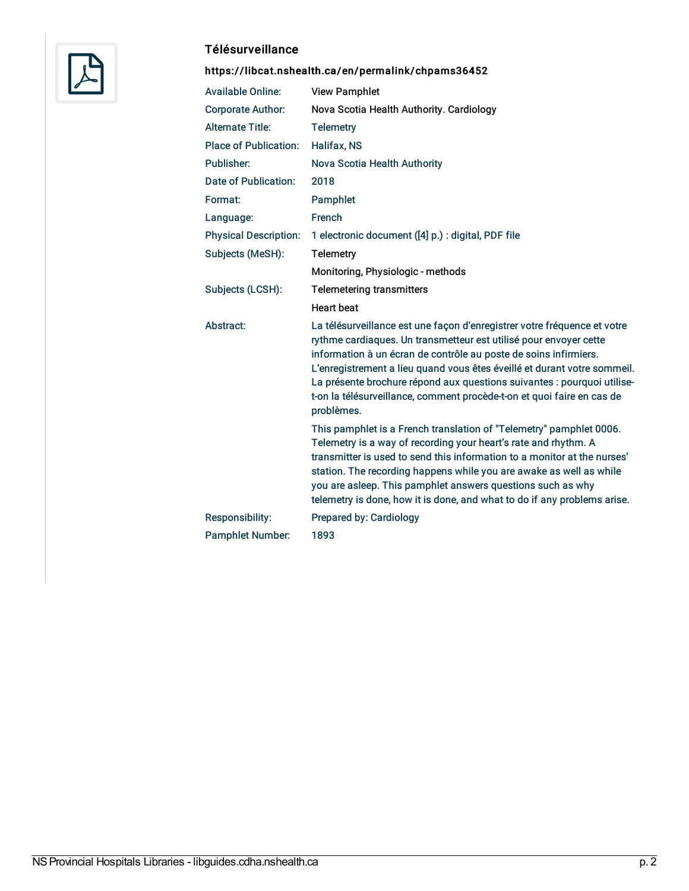### Télésurveillance

**https://libcat.nshealth.ca/en/permalink/chpams36452**

| | |
|---|---|
| Available Online: | View Pamphlet |
| Corporate Author: | Nova Scotia Health Authority. Cardiology |
| Alternate Title: | Telemetry |
| Place of Publication: | Halifax, NS |
| Publisher: | Nova Scotia Health Authority |
| Date of Publication: | 2018 |
| Format: | Pamphlet |
| Language: | French |
| Physical Description: | 1 electronic document ([4] p.) : digital, PDF file |
| Subjects (MeSH): | Telemetry<br>Monitoring, Physiologic - methods |
| Subjects (LCSH): | Telemetering transmitters<br>Heart beat |
| Abstract: | La télésurveillance est une façon d'enregistrer votre fréquence et votre rythme cardiaques. Un transmetteur est utilisé pour envoyer cette information à un écran de contrôle au poste de soins infirmiers. L'enregistrement a lieu quand vous êtes éveillé et durant votre sommeil. La présente brochure répond aux questions suivantes : pourquoi utilise-t-on la télésurveillance, comment procède-t-on et quoi faire en cas de problèmes.<br><br>This pamphlet is a French translation of "Telemetry" pamphlet 0006. Telemetry is a way of recording your heart's rate and rhythm. A transmitter is used to send this information to a monitor at the nurses' station. The recording happens while you are awake as well as while you are asleep. This pamphlet answers questions such as why telemetry is done, how it is done, and what to do if any problems arise. |
| Responsibility: | Prepared by: Cardiology |
| Pamphlet Number: | 1893 |